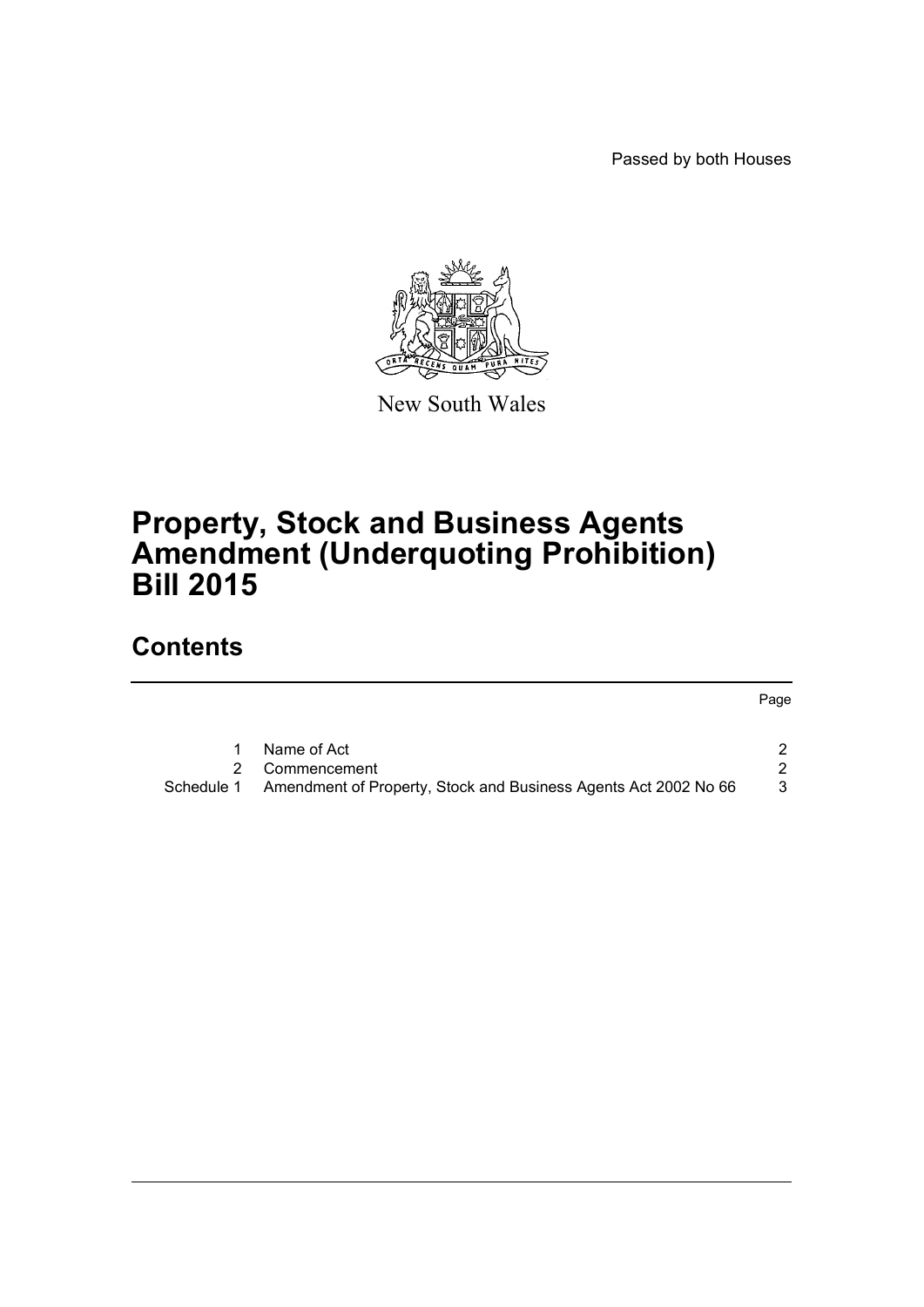Passed by both Houses

New South Wales

# Property, Stock and Business Agents Amendment (Underquoting Prohibition) Bill 2015

## Contents

| | | Page |
|---|---|---|
| 1 | Name of Act | 2 |
| 2 | Commencement | 2 |
| Schedule 1 | Amendment of Property, Stock and Business Agents Act 2002 No 66 | 3 |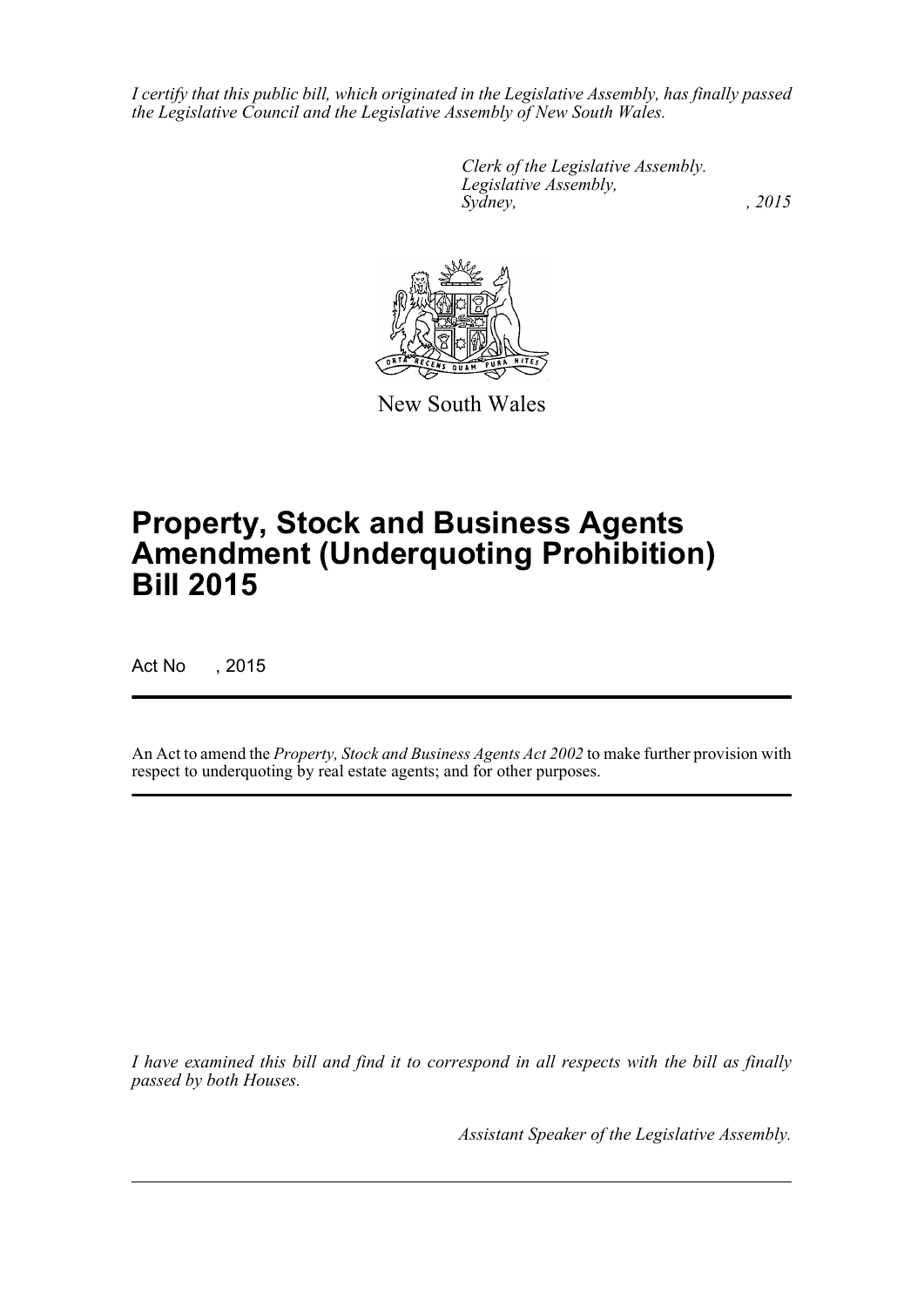*I certify that this public bill, which originated in the Legislative Assembly, has finally passed the Legislative Council and the Legislative Assembly of New South Wales.*

*Clerk of the Legislative Assembly.*
*Legislative Assembly,*
*Sydney, , 2015*

New South Wales

# Property, Stock and Business Agents Amendment (Underquoting Prohibition) Bill 2015

Act No , 2015

An Act to amend the *Property, Stock and Business Agents Act 2002* to make further provision with respect to underquoting by real estate agents; and for other purposes.

*I have examined this bill and find it to correspond in all respects with the bill as finally passed by both Houses.*

*Assistant Speaker of the Legislative Assembly.*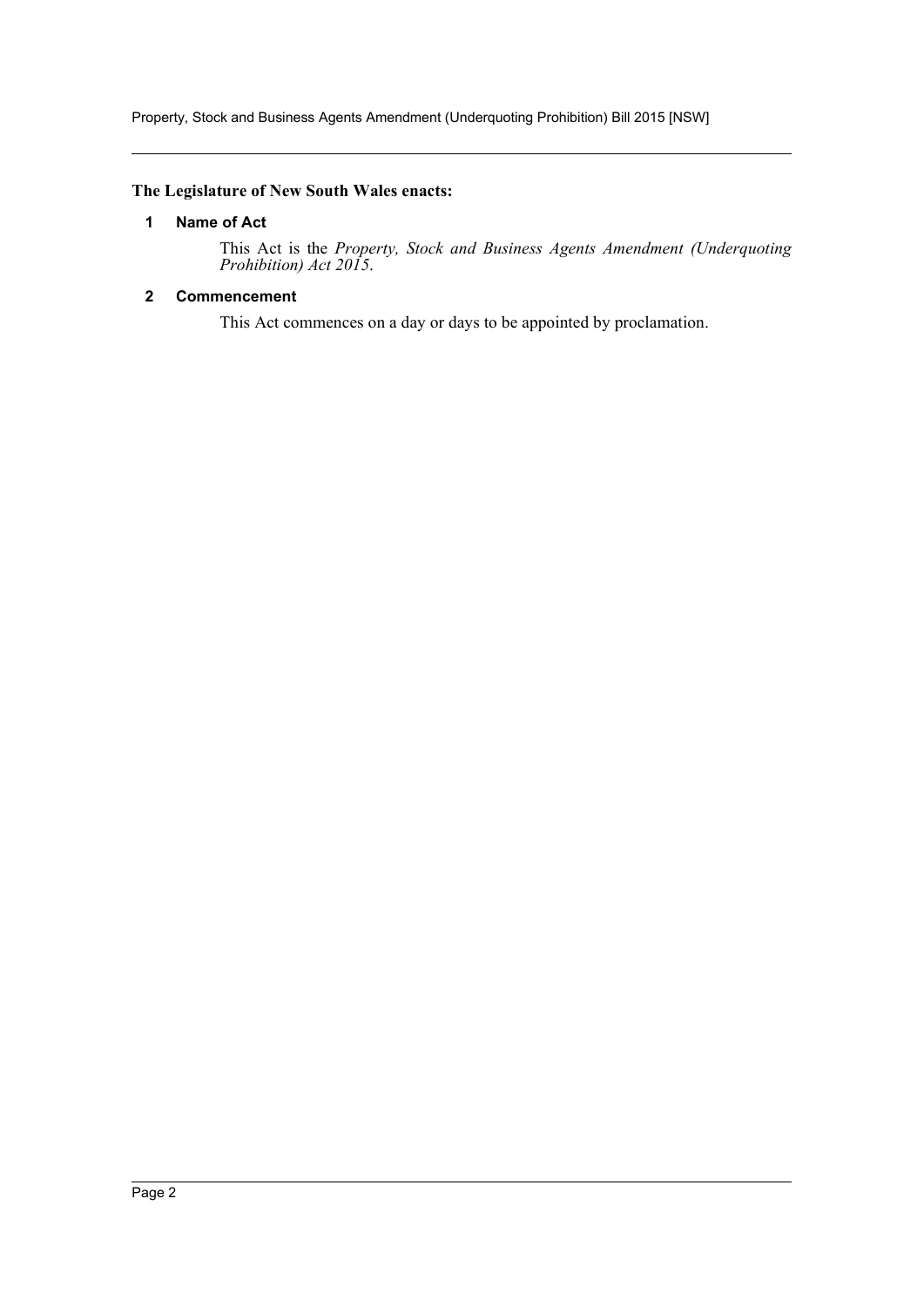**The Legislature of New South Wales enacts:**

## 1 Name of Act

This Act is the *Property, Stock and Business Agents Amendment (Underquoting Prohibition) Act 2015*.

## 2 Commencement

This Act commences on a day or days to be appointed by proclamation.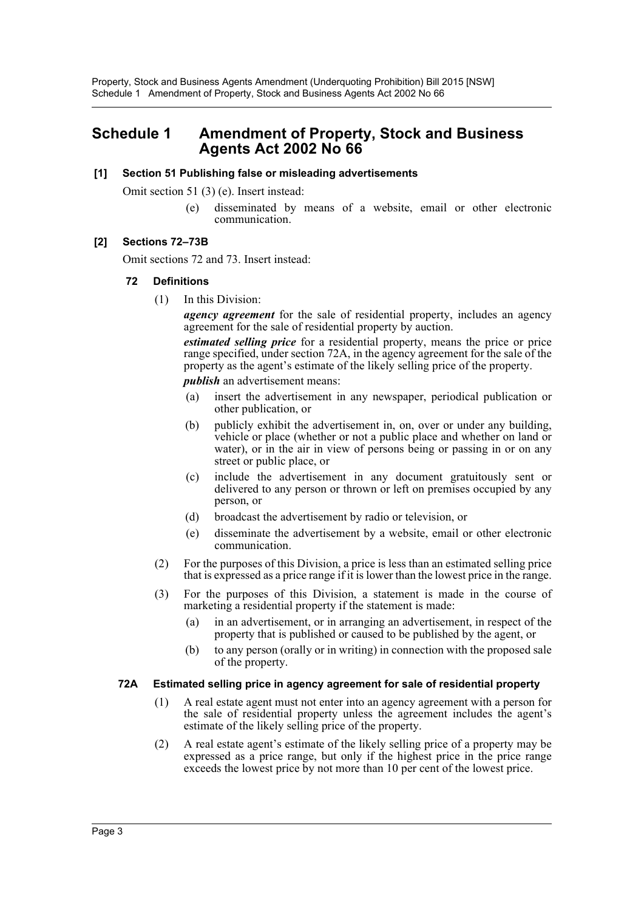# Schedule 1 Amendment of Property, Stock and Business Agents Act 2002 No 66

**[1] Section 51 Publishing false or misleading advertisements**

Omit section 51 (3) (e). Insert instead:

(e) disseminated by means of a website, email or other electronic communication.

**[2] Sections 72–73B**

Omit sections 72 and 73. Insert instead:

**72 Definitions**

(1) In this Division:

***agency agreement*** for the sale of residential property, includes an agency agreement for the sale of residential property by auction.

***estimated selling price*** for a residential property, means the price or price range specified, under section 72A, in the agency agreement for the sale of the property as the agent's estimate of the likely selling price of the property.

***publish*** an advertisement means:

(a) insert the advertisement in any newspaper, periodical publication or other publication, or

(b) publicly exhibit the advertisement in, on, over or under any building, vehicle or place (whether or not a public place and whether on land or water), or in the air in view of persons being or passing in or on any street or public place, or

(c) include the advertisement in any document gratuitously sent or delivered to any person or thrown or left on premises occupied by any person, or

(d) broadcast the advertisement by radio or television, or

(e) disseminate the advertisement by a website, email or other electronic communication.

(2) For the purposes of this Division, a price is less than an estimated selling price that is expressed as a price range if it is lower than the lowest price in the range.

(3) For the purposes of this Division, a statement is made in the course of marketing a residential property if the statement is made:

(a) in an advertisement, or in arranging an advertisement, in respect of the property that is published or caused to be published by the agent, or

(b) to any person (orally or in writing) in connection with the proposed sale of the property.

**72A Estimated selling price in agency agreement for sale of residential property**

(1) A real estate agent must not enter into an agency agreement with a person for the sale of residential property unless the agreement includes the agent's estimate of the likely selling price of the property.

(2) A real estate agent's estimate of the likely selling price of a property may be expressed as a price range, but only if the highest price in the price range exceeds the lowest price by not more than 10 per cent of the lowest price.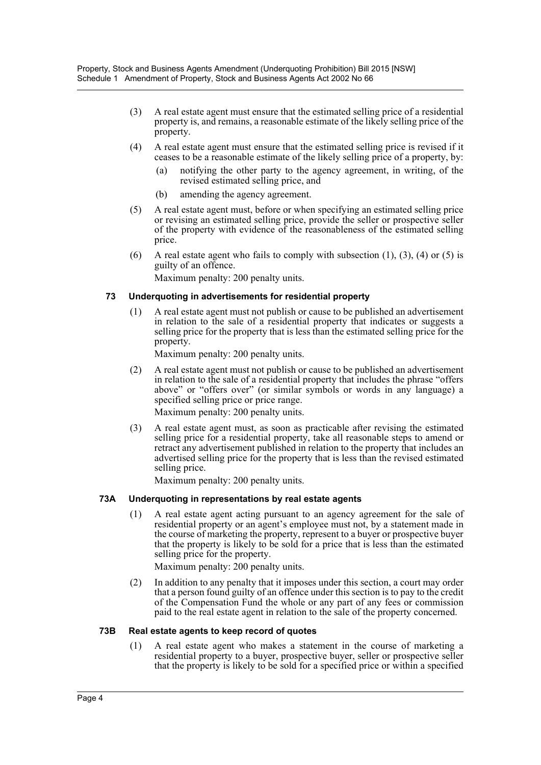(3) A real estate agent must ensure that the estimated selling price of a residential property is, and remains, a reasonable estimate of the likely selling price of the property.

(4) A real estate agent must ensure that the estimated selling price is revised if it ceases to be a reasonable estimate of the likely selling price of a property, by:

(a) notifying the other party to the agency agreement, in writing, of the revised estimated selling price, and

(b) amending the agency agreement.

(5) A real estate agent must, before or when specifying an estimated selling price or revising an estimated selling price, provide the seller or prospective seller of the property with evidence of the reasonableness of the estimated selling price.

(6) A real estate agent who fails to comply with subsection (1), (3), (4) or (5) is guilty of an offence.

Maximum penalty: 200 penalty units.

### 73 Underquoting in advertisements for residential property

(1) A real estate agent must not publish or cause to be published an advertisement in relation to the sale of a residential property that indicates or suggests a selling price for the property that is less than the estimated selling price for the property.

Maximum penalty: 200 penalty units.

(2) A real estate agent must not publish or cause to be published an advertisement in relation to the sale of a residential property that includes the phrase "offers above" or "offers over" (or similar symbols or words in any language) a specified selling price or price range.

Maximum penalty: 200 penalty units.

(3) A real estate agent must, as soon as practicable after revising the estimated selling price for a residential property, take all reasonable steps to amend or retract any advertisement published in relation to the property that includes an advertised selling price for the property that is less than the revised estimated selling price.

Maximum penalty: 200 penalty units.

### 73A Underquoting in representations by real estate agents

(1) A real estate agent acting pursuant to an agency agreement for the sale of residential property or an agent's employee must not, by a statement made in the course of marketing the property, represent to a buyer or prospective buyer that the property is likely to be sold for a price that is less than the estimated selling price for the property.

Maximum penalty: 200 penalty units.

(2) In addition to any penalty that it imposes under this section, a court may order that a person found guilty of an offence under this section is to pay to the credit of the Compensation Fund the whole or any part of any fees or commission paid to the real estate agent in relation to the sale of the property concerned.

### 73B Real estate agents to keep record of quotes

(1) A real estate agent who makes a statement in the course of marketing a residential property to a buyer, prospective buyer, seller or prospective seller that the property is likely to be sold for a specified price or within a specified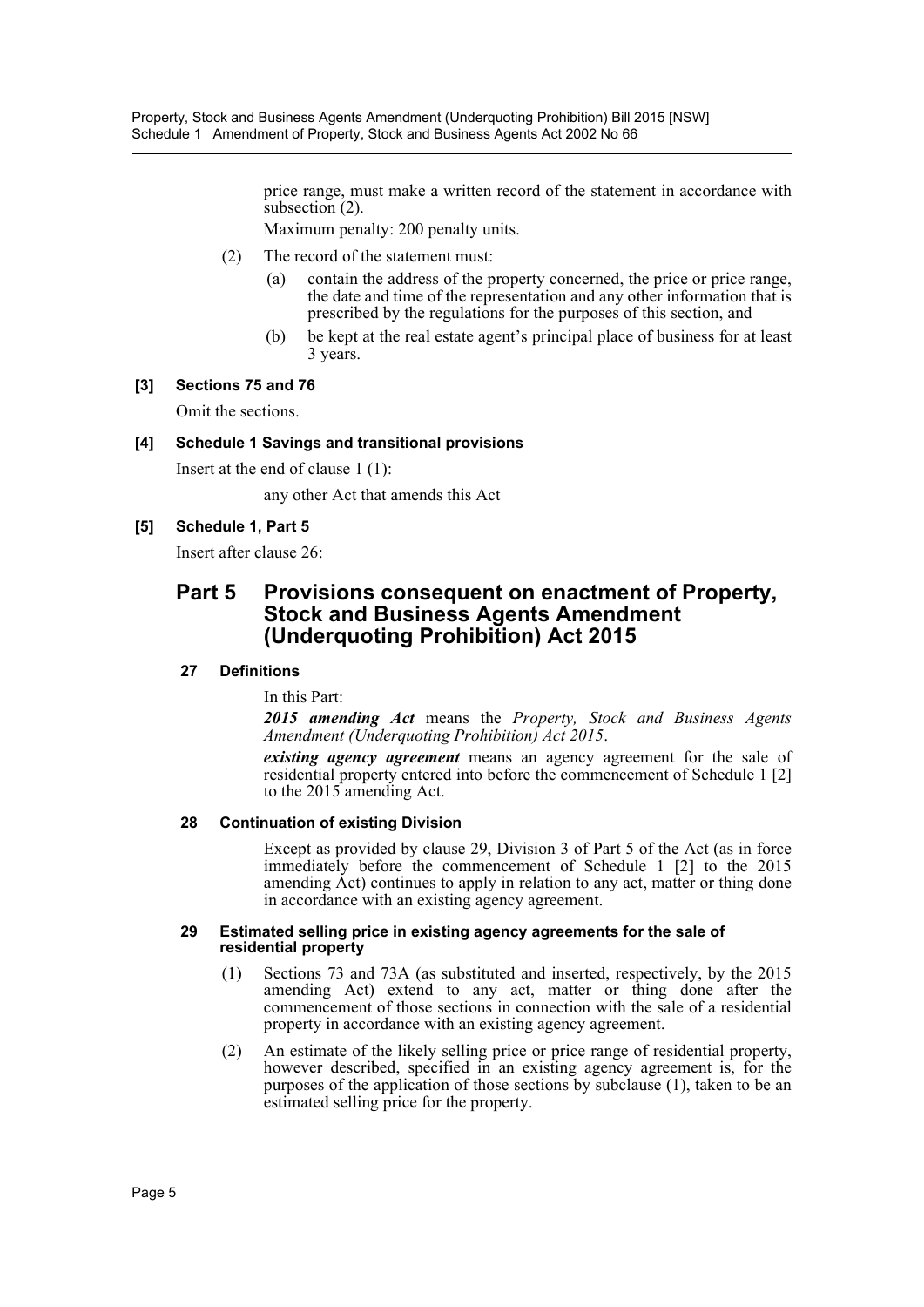price range, must make a written record of the statement in accordance with subsection (2).

Maximum penalty: 200 penalty units.

(2) The record of the statement must:

(a) contain the address of the property concerned, the price or price range, the date and time of the representation and any other information that is prescribed by the regulations for the purposes of this section, and

(b) be kept at the real estate agent's principal place of business for at least 3 years.

**[3] Sections 75 and 76**

Omit the sections.

**[4] Schedule 1 Savings and transitional provisions**

Insert at the end of clause 1 (1):

any other Act that amends this Act

**[5] Schedule 1, Part 5**

Insert after clause 26:

## Part 5 Provisions consequent on enactment of Property, Stock and Business Agents Amendment (Underquoting Prohibition) Act 2015

**27 Definitions**

In this Part:

***2015 amending Act*** means the *Property, Stock and Business Agents Amendment (Underquoting Prohibition) Act 2015*.

***existing agency agreement*** means an agency agreement for the sale of residential property entered into before the commencement of Schedule 1 [2] to the 2015 amending Act.

**28 Continuation of existing Division**

Except as provided by clause 29, Division 3 of Part 5 of the Act (as in force immediately before the commencement of Schedule 1 [2] to the 2015 amending Act) continues to apply in relation to any act, matter or thing done in accordance with an existing agency agreement.

**29 Estimated selling price in existing agency agreements for the sale of residential property**

(1) Sections 73 and 73A (as substituted and inserted, respectively, by the 2015 amending Act) extend to any act, matter or thing done after the commencement of those sections in connection with the sale of a residential property in accordance with an existing agency agreement.

(2) An estimate of the likely selling price or price range of residential property, however described, specified in an existing agency agreement is, for the purposes of the application of those sections by subclause (1), taken to be an estimated selling price for the property.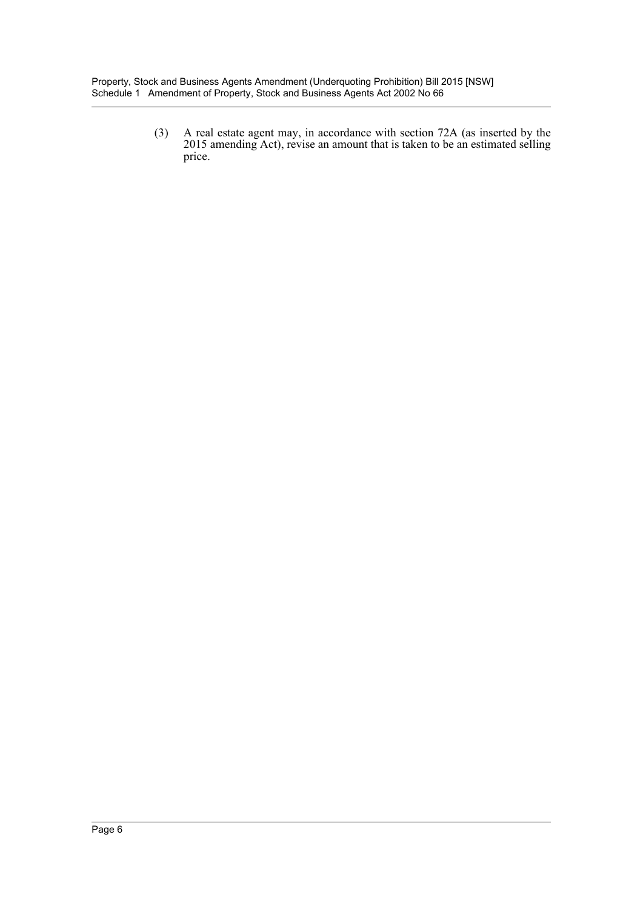(3) A real estate agent may, in accordance with section 72A (as inserted by the 2015 amending Act), revise an amount that is taken to be an estimated selling price.